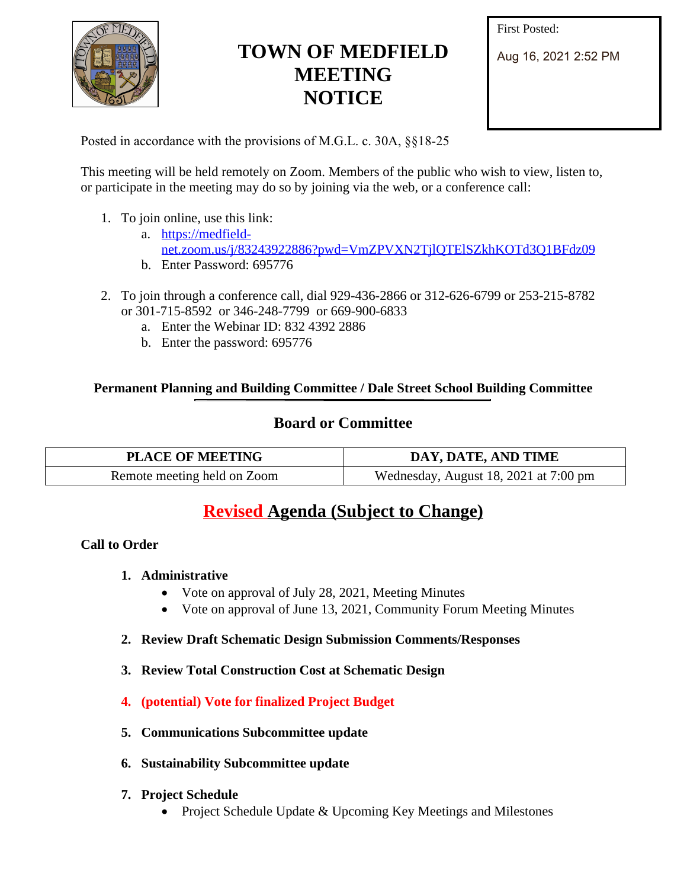# TOWN OF MEDFIELD MEETING NOTICE

First Posted:

Aug 16, 2021 2:52 PM

Posted in accordance with the provisions of M.G.L. c. 30A, §§18-25

This meeting will be held remotely on Zoom. Members of the public who wish to view, listen to, or participate in the meeting may do so by joining via the web, or a conference call:

1. To join online, use this link:
   a. https://medfield-net.zoom.us/j/83243922886?pwd=VmZPVXN2TjlQTElSZkhKOTd3Q1BFdz09
   b. Enter Password: 695776

2. To join through a conference call, dial 929-436-2866 or 312-626-6799 or 253-215-8782 or 301-715-8592 or 346-248-7799 or 669-900-6833
   a. Enter the Webinar ID: 832 4392 2886
   b. Enter the password: 695776

**Permanent Planning and Building Committee / Dale Street School Building Committee**

## Board or Committee

| PLACE OF MEETING | DAY, DATE, AND TIME |
| --- | --- |
| Remote meeting held on Zoom | Wednesday, August 18, 2021 at 7:00 pm |

## Revised Agenda (Subject to Change)

**Call to Order**

1. **Administrative**
   - Vote on approval of July 28, 2021, Meeting Minutes
   - Vote on approval of June 13, 2021, Community Forum Meeting Minutes

2. **Review Draft Schematic Design Submission Comments/Responses**

3. **Review Total Construction Cost at Schematic Design**

4. **(potential) Vote for finalized Project Budget**

5. **Communications Subcommittee update**

6. **Sustainability Subcommittee update**

7. **Project Schedule**
   - Project Schedule Update & Upcoming Key Meetings and Milestones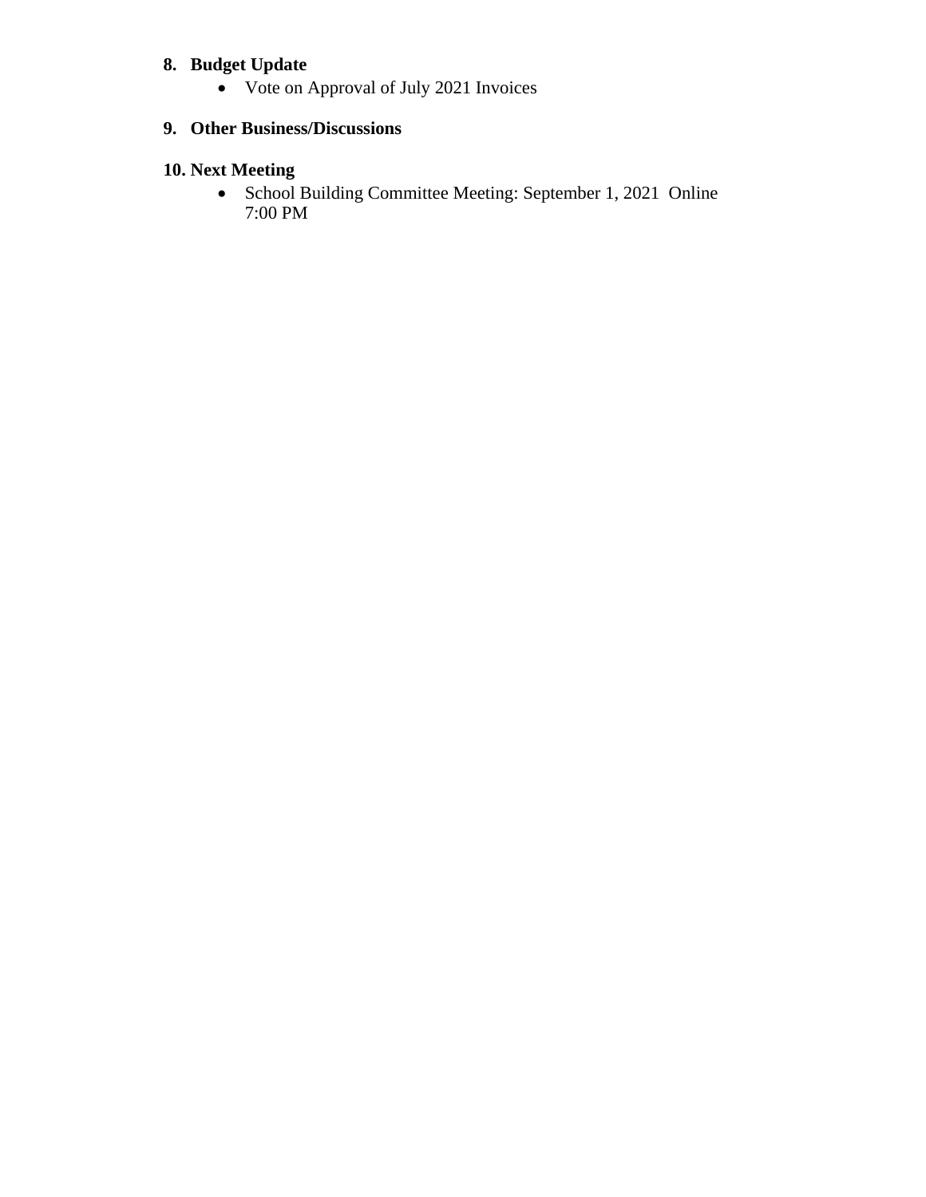8. **Budget Update**
    - Vote on Approval of July 2021 Invoices

9. **Other Business/Discussions**

10. **Next Meeting**
    - School Building Committee Meeting: September 1, 2021 Online 7:00 PM